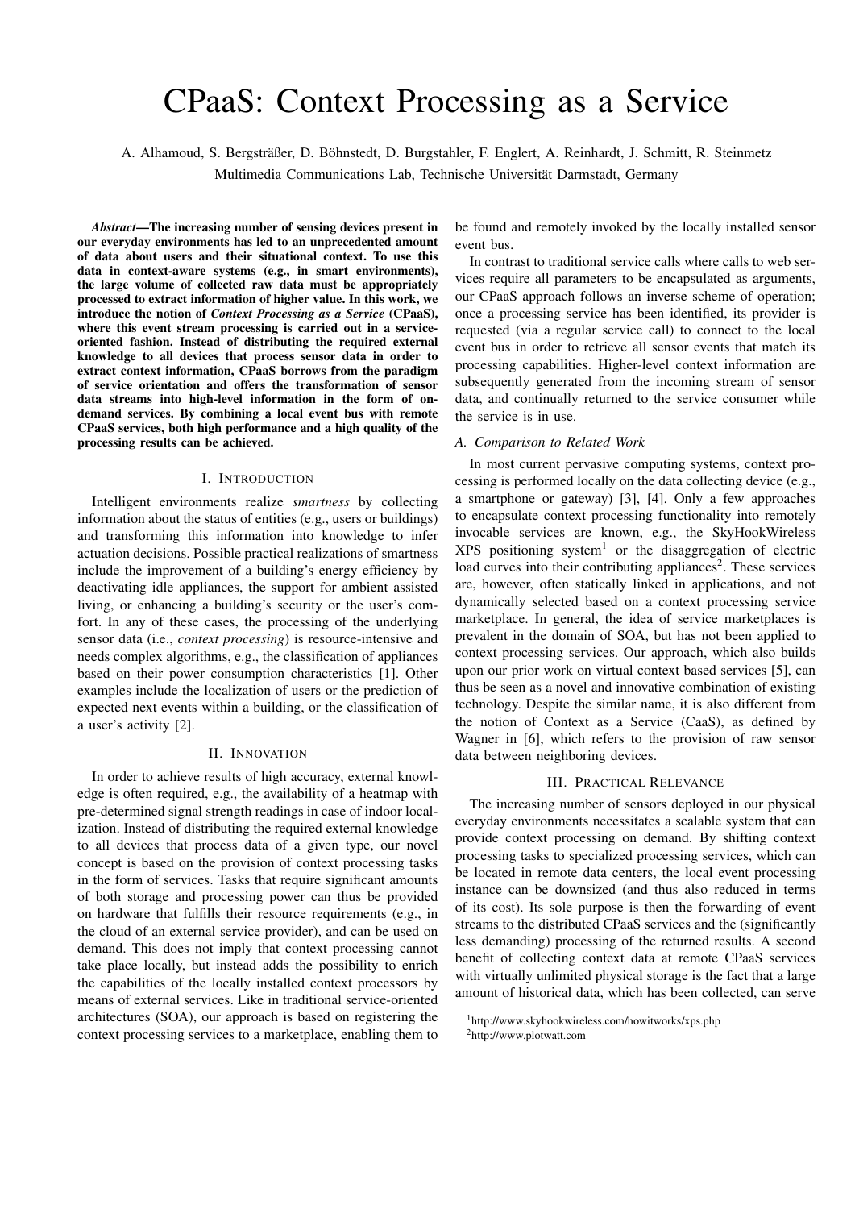# CPaaS: Context Processing as a Service

A. Alhamoud, S. Bergsträßer, D. Böhnstedt, D. Burgstahler, F. Englert, A. Reinhardt, J. Schmitt, R. Steinmetz
Multimedia Communications Lab, Technische Universität Darmstadt, Germany

***Abstract*—The increasing number of sensing devices present in our everyday environments has led to an unprecedented amount of data about users and their situational context. To use this data in context-aware systems (e.g., in smart environments), the large volume of collected raw data must be appropriately processed to extract information of higher value. In this work, we introduce the notion of *Context Processing as a Service* (CPaaS), where this event stream processing is carried out in a service-oriented fashion. Instead of distributing the required external knowledge to all devices that process sensor data in order to extract context information, CPaaS borrows from the paradigm of service orientation and offers the transformation of sensor data streams into high-level information in the form of on-demand services. By combining a local event bus with remote CPaaS services, both high performance and a high quality of the processing results can be achieved.**

## I. Introduction

Intelligent environments realize *smartness* by collecting information about the status of entities (e.g., users or buildings) and transforming this information into knowledge to infer actuation decisions. Possible practical realizations of smartness include the improvement of a building's energy efficiency by deactivating idle appliances, the support for ambient assisted living, or enhancing a building's security or the user's comfort. In any of these cases, the processing of the underlying sensor data (i.e., *context provision*) is resource-intensive and needs complex algorithms, e.g., the classification of appliances based on their power consumption characteristics [1]. Other examples include the localization of users or the prediction of expected next events within a building, or the classification of a user's activity [2].

## II. Innovation

In order to achieve results of high accuracy, external knowledge is often required, e.g., the availability of a heatmap with pre-determined signal strength readings in case of indoor localization. Instead of distributing the required external knowledge to all devices that process data of a given type, our novel concept is based on the provision of context processing tasks in the form of services. Tasks that require significant amounts of both storage and processing power can thus be provided on hardware that fulfills their resource requirements (e.g., in the cloud of an external service provider), and can be used on demand. This does not imply that context processing cannot take place locally, but instead adds the possibility to enrich the capabilities of the locally installed context processors by means of external services. Like in traditional service-oriented architectures (SOA), our approach is based on registering the context processing services to a marketplace, enabling them to be found and remotely invoked by the locally installed sensor event bus.

In contrast to traditional service calls where calls to web services require all parameters to be encapsulated as arguments, our CPaaS approach follows an inverse scheme of operation; once a processing service has been identified, its provider is requested (via a regular service call) to connect to the local event bus in order to retrieve all sensor events that match its processing capabilities. Higher-level context information are subsequently generated from the incoming stream of sensor data, and continually returned to the service consumer while the service is in use.

### A. Comparison to Related Work

In most current pervasive computing systems, context processing is performed locally on the data collecting device (e.g., a smartphone or gateway) [3], [4]. Only a few approaches to encapsulate context processing functionality into remotely invocable services are known, e.g., the SkyHookWireless XPS positioning system[1] or the disaggregation of electric load curves into their contributing appliances[2]. These services are, however, often statically linked in applications, and not dynamically selected based on a context processing service marketplace. In general, the idea of service marketplaces is prevalent in the domain of SOA, but has not been applied to context processing services. Our approach, which also builds upon our prior work on virtual context based services [5], can thus be seen as a novel and innovative combination of existing technology. Despite the similar name, it is also different from the notion of Context as a Service (CaaS), as defined by Wagner in [6], which refers to the provision of raw sensor data between neighboring devices.

## III. Practical Relevance

The increasing number of sensors deployed in our physical everyday environments necessitates a scalable system that can provide context processing on demand. By shifting context processing tasks to specialized processing services, which can be located in remote data centers, the local event processing instance can be downsized (and thus also reduced in terms of its cost). Its sole purpose is then the forwarding of event streams to the distributed CPaaS services and the (significantly less demanding) processing of the returned results. A second benefit of collecting context data at remote CPaaS services with virtually unlimited physical storage is the fact that a large amount of historical data, which has been collected, can serve

[1] http://www.skyhookwireless.com/howitworks/xps.php
[2] http://www.plotwatt.com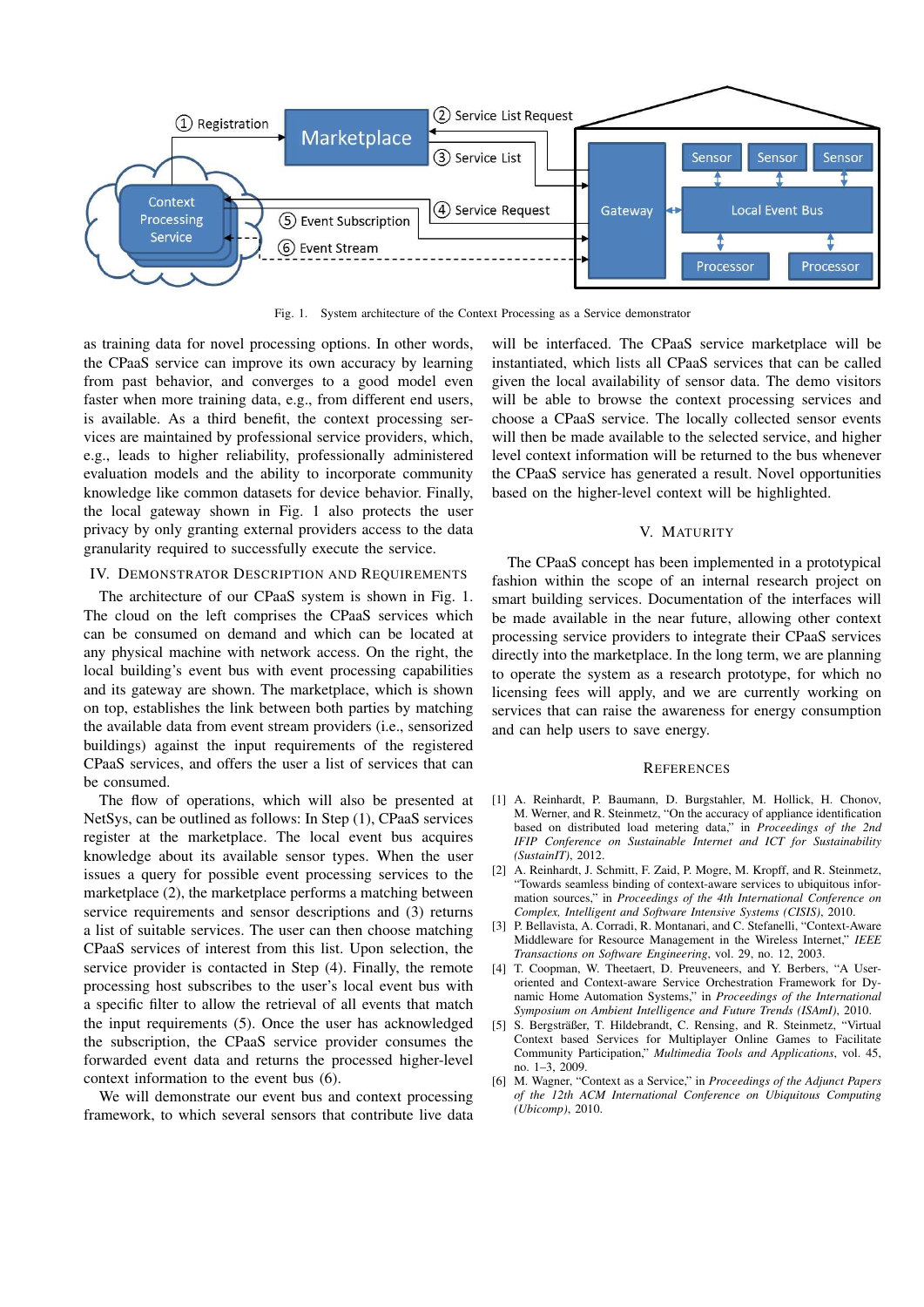① Registration

Marketplace

② Service List Request

③ Service List

④ Service Request

⑤ Event Subscription

⑥ Event Stream

Context Processing Service

Gateway

Sensor

Sensor

Sensor

Local Event Bus

Processor

Processor

Fig. 1. System architecture of the Context Processing as a Service demonstrator

as training data for novel processing options. In other words, the CPaaS service can improve its own accuracy by learning from past behavior, and converges to a good model even faster when more training data, e.g., from different end users, is available. As a third benefit, the context processing services are maintained by professional service providers, which, e.g., leads to higher reliability, professionally administered evaluation models and the ability to incorporate community knowledge like common datasets for device behavior. Finally, the local gateway shown in Fig. 1 also protects the user privacy by only granting external providers access to the data granularity required to successfully execute the service.

## IV. Demonstrator Description and Requirements

The architecture of our CPaaS system is shown in Fig. 1. The cloud on the left comprises the CPaaS services which can be consumed on demand and which can be located at any physical machine with network access. On the right, the local building's event bus with event processing capabilities and its gateway are shown. The marketplace, which is shown on top, establishes the link between both parties by matching the available data from event stream providers (i.e., sensorized buildings) against the input requirements of the registered CPaaS services, and offers the user a list of services that can be consumed.

The flow of operations, which will also be presented at NetSys, can be outlined as follows: In Step (1), CPaaS services register at the marketplace. The local event bus acquires knowledge about its available sensor types. When the user issues a query for possible event processing services to the marketplace (2), the marketplace performs a matching between service requirements and sensor descriptions and (3) returns a list of suitable services. The user can then choose matching CPaaS services of interest from this list. Upon selection, the service provider is contacted in Step (4). Finally, the remote processing host subscribes to the user's local event bus with a specific filter to allow the retrieval of all events that match the input requirements (5). Once the user has acknowledged the subscription, the CPaaS service provider consumes the forwarded event data and returns the processed higher-level context information to the event bus (6).

We will demonstrate our event bus and context processing framework, to which several sensors that contribute live data will be interfaced. The CPaaS service marketplace will be instantiated, which lists all CPaaS services that can be called given the local availability of sensor data. The demo visitors will be able to browse the context processing services and choose a CPaaS service. The locally collected sensor events will then be made available to the selected service, and higher level context information will be returned to the bus whenever the CPaaS service has generated a result. Novel opportunities based on the higher-level context will be highlighted.

## V. Maturity

The CPaaS concept has been implemented in a prototypical fashion within the scope of an internal research project on smart building services. Documentation of the interfaces will be made available in the near future, allowing other context processing service providers to integrate their CPaaS services directly into the marketplace. In the long term, we are planning to operate the system as a research prototype, for which no licensing fees will apply, and we are currently working on services that can raise the awareness for energy consumption and can help users to save energy.

## References

[1] A. Reinhardt, P. Baumann, D. Burgstahler, M. Hollick, H. Chonov, M. Werner, and R. Steinmetz, "On the accuracy of appliance identification based on distributed load metering data," in *Proceedings of the 2nd IFIP Conference on Sustainable Internet and ICT for Sustainability (SustainIT)*, 2012.

[2] A. Reinhardt, J. Schmitt, F. Zaid, P. Mogre, M. Kropff, and R. Steinmetz, "Towards seamless binding of context-aware services to ubiquitous information sources," in *Proceedings of the 4th International Conference on Complex, Intelligent and Software Intensive Systems (CISIS)*, 2010.

[3] P. Bellavista, A. Corradi, R. Montanari, and C. Stefanelli, "Context-Aware Middleware for Resource Management in the Wireless Internet," *IEEE Transactions on Software Engineering*, vol. 29, no. 12, 2003.

[4] T. Coopman, W. Theetaert, D. Preuveneers, and Y. Berbers, "A User-oriented and Context-aware Service Orchestration Framework for Dynamic Home Automation Systems," in *Proceedings of the International Symposium on Ambient Intelligence and Future Trends (ISAmI)*, 2010.

[5] S. Bergsträßer, T. Hildebrandt, C. Rensing, and R. Steinmetz, "Virtual Context based Services for Multiplayer Online Games to Facilitate Community Participation," *Multimedia Tools and Applications*, vol. 45, no. 1–3, 2009.

[6] M. Wagner, "Context as a Service," in *Proceedings of the Adjunct Papers of the 12th ACM International Conference on Ubiquitous Computing (Ubicomp)*, 2010.